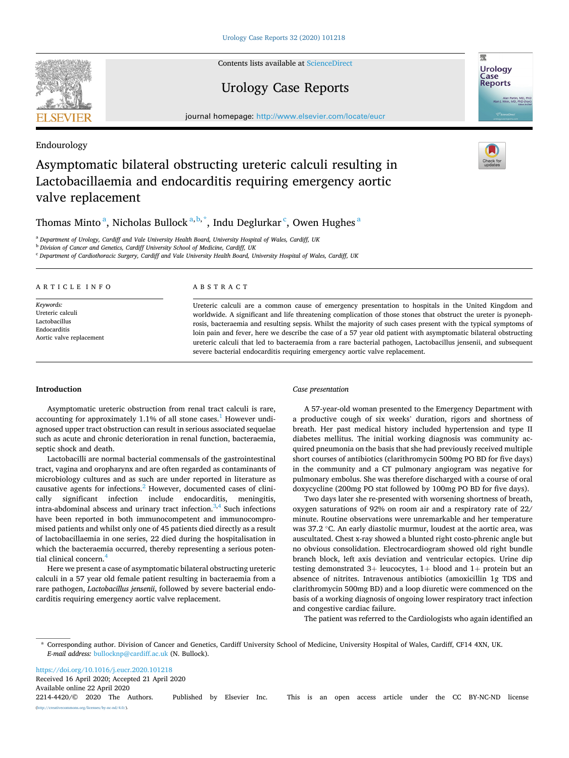Endourology

# Asymptomatic bilateral obstructing ureteric calculi resulting in Lactobacillaemia and endocarditis requiring emergency aortic valve replacement

Thomas Minto [a], Nicholas Bullock [a,b,*], Indu Deglurkar [c], Owen Hughes [a]

[a] Department of Urology, Cardiff and Vale University Health Board, University Hospital of Wales, Cardiff, UK
[b] Division of Cancer and Genetics, Cardiff University School of Medicine, Cardiff, UK
[c] Department of Cardiothoracic Surgery, Cardiff and Vale University Health Board, University Hospital of Wales, Cardiff, UK

ARTICLE INFO

*Keywords:*
Ureteric calculi
Lactobacillus
Endocarditis
Aortic valve replacement

ABSTRACT

Ureteric calculi are a common cause of emergency presentation to hospitals in the United Kingdom and worldwide. A significant and life threatening complication of those stones that obstruct the ureter is pyonephrosis, bacteraemia and resulting sepsis. Whilst the majority of such cases present with the typical symptoms of loin pain and fever, here we describe the case of a 57 year old patient with asymptomatic bilateral obstructing ureteric calculi that led to bacteraemia from a rare bacterial pathogen, Lactobacillus jensenii, and subsequent severe bacterial endocarditis requiring emergency aortic valve replacement.

## Introduction

Asymptomatic ureteric obstruction from renal tract calculi is rare, accounting for approximately 1.1% of all stone cases.[1] However undiagnosed upper tract obstruction can result in serious associated sequelae such as acute and chronic deterioration in renal function, bacteraemia, septic shock and death.

Lactobacilli are normal bacterial commensals of the gastrointestinal tract, vagina and oropharynx and are often regarded as contaminants of microbiology cultures and as such are under reported in literature as causative agents for infections.[2] However, documented cases of clinically significant infection include endocarditis, meningitis, intra-abdominal abscess and urinary tract infection.[3,4] Such infections have been reported in both immunocompetent and immunocompromised patients and whilst only one of 45 patients died directly as a result of lactobacillaemia in one series, 22 died during the hospitalisation in which the bacteraemia occurred, thereby representing a serious potential clinical concern.[4]

Here we present a case of asymptomatic bilateral obstructing ureteric calculi in a 57 year old female patient resulting in bacteraemia from a rare pathogen, *Lactobacillus jensenii*, followed by severe bacterial endocarditis requiring emergency aortic valve replacement.

### *Case presentation*

A 57-year-old woman presented to the Emergency Department with a productive cough of six weeks' duration, rigors and shortness of breath. Her past medical history included hypertension and type II diabetes mellitus. The initial working diagnosis was community acquired pneumonia on the basis that she had previously received multiple short courses of antibiotics (clarithromycin 500mg PO BD for five days) in the community and a CT pulmonary angiogram was negative for pulmonary embolus. She was therefore discharged with a course of oral doxycycline (200mg PO stat followed by 100mg PO BD for five days).

Two days later she re-presented with worsening shortness of breath, oxygen saturations of 92% on room air and a respiratory rate of 22/minute. Routine observations were unremarkable and her temperature was 37.2 °C. An early diastolic murmur, loudest at the aortic area, was auscultated. Chest x-ray showed a blunted right costo-phrenic angle but no obvious consolidation. Electrocardiogram showed old right bundle branch block, left axis deviation and ventricular ectopics. Urine dip testing demonstrated 3+ leucocytes, 1+ blood and 1+ protein but an absence of nitrites. Intravenous antibiotics (amoxicillin 1g TDS and clarithromycin 500mg BD) and a loop diuretic were commenced on the basis of a working diagnosis of ongoing lower respiratory tract infection and congestive cardiac failure.

The patient was referred to the Cardiologists who again identified an

\* Corresponding author. Division of Cancer and Genetics, Cardiff University School of Medicine, University Hospital of Wales, Cardiff, CF14 4XN, UK.
*E-mail address:* bullocknp@cardiff.ac.uk (N. Bullock).

https://doi.org/10.1016/j.eucr.2020.101218
Received 16 April 2020; Accepted 21 April 2020
Available online 22 April 2020
2214-4420/© 2020 The Authors. Published by Elsevier Inc. This is an open access article under the CC BY-NC-ND license (http://creativecommons.org/licenses/by-nc-nd/4.0/).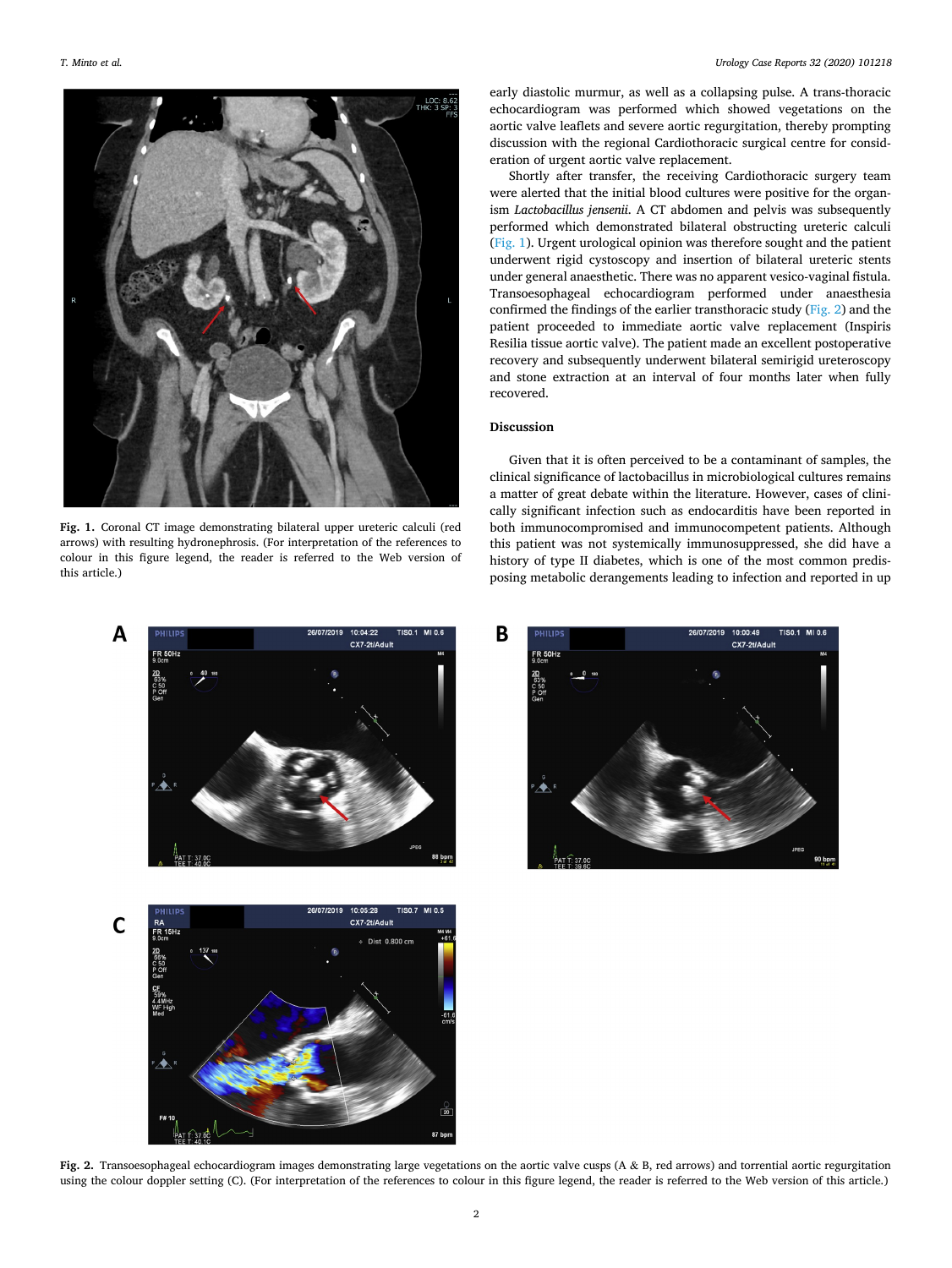Fig. 1. Coronal CT image demonstrating bilateral upper ureteric calculi (red arrows) with resulting hydronephrosis. (For interpretation of the references to colour in this figure legend, the reader is referred to the Web version of this article.)

early diastolic murmur, as well as a collapsing pulse. A trans-thoracic echocardiogram was performed which showed vegetations on the aortic valve leaflets and severe aortic regurgitation, thereby prompting discussion with the regional Cardiothoracic surgical centre for consideration of urgent aortic valve replacement.

Shortly after transfer, the receiving Cardiothoracic surgery team were alerted that the initial blood cultures were positive for the organism *Lactobacillus jensenii*. A CT abdomen and pelvis was subsequently performed which demonstrated bilateral obstructing ureteric calculi (Fig. 1). Urgent urological opinion was therefore sought and the patient underwent rigid cystoscopy and insertion of bilateral ureteric stents under general anaesthetic. There was no apparent vesico-vaginal fistula. Transoesophageal echocardiogram performed under anaesthesia confirmed the findings of the earlier transthoracic study (Fig. 2) and the patient proceeded to immediate aortic valve replacement (Inspiris Resilia tissue aortic valve). The patient made an excellent postoperative recovery and subsequently underwent bilateral semirigid ureteroscopy and stone extraction at an interval of four months later when fully recovered.

## Discussion

Given that it is often perceived to be a contaminant of samples, the clinical significance of lactobacillus in microbiological cultures remains a matter of great debate within the literature. However, cases of clinically significant infection such as endocarditis have been reported in both immunocompromised and immunocompetent patients. Although this patient was not systemically immunosuppressed, she did have a history of type II diabetes, which is one of the most common predisposing metabolic derangements leading to infection and reported in up

Fig. 2. Transoesophageal echocardiogram images demonstrating large vegetations on the aortic valve cusps (A & B, red arrows) and torrential aortic regurgitation using the colour doppler setting (C). (For interpretation of the references to colour in this figure legend, the reader is referred to the Web version of this article.)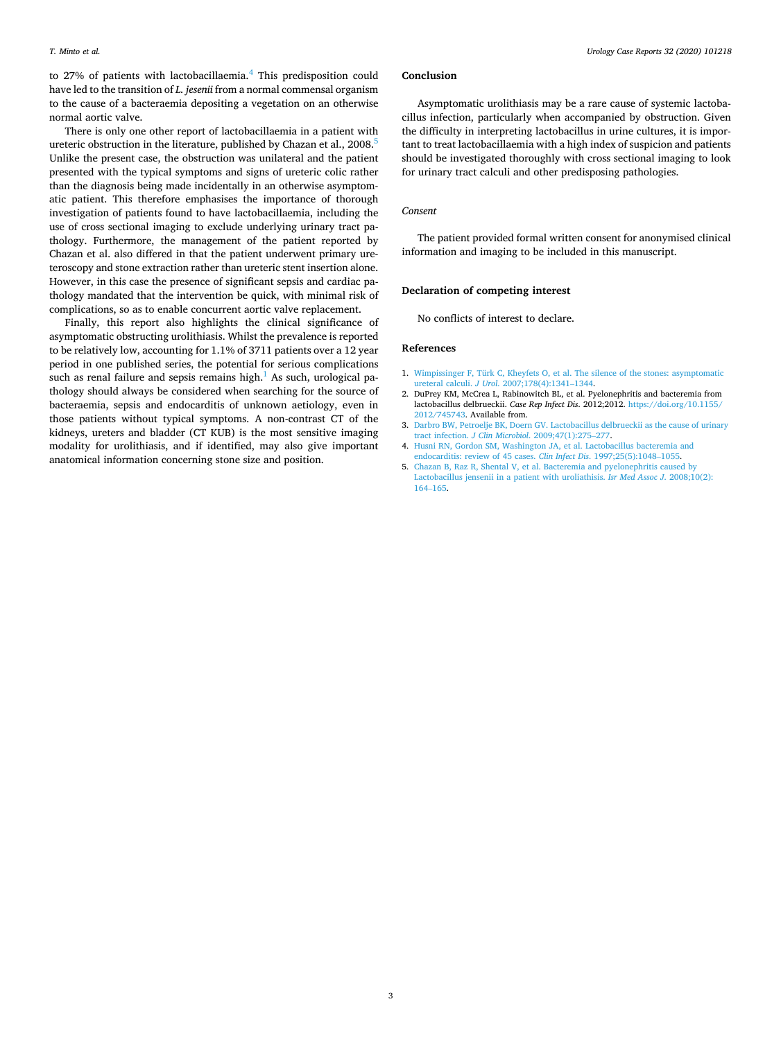to 27% of patients with lactobacillaemia.[4] This predisposition could have led to the transition of *L. jesenii* from a normal commensal organism to the cause of a bacteraemia depositing a vegetation on an otherwise normal aortic valve.

There is only one other report of lactobacillaemia in a patient with ureteric obstruction in the literature, published by Chazan et al., 2008.[5] Unlike the present case, the obstruction was unilateral and the patient presented with the typical symptoms and signs of ureteric colic rather than the diagnosis being made incidentally in an otherwise asymptomatic patient. This therefore emphasises the importance of thorough investigation of patients found to have lactobacillaemia, including the use of cross sectional imaging to exclude underlying urinary tract pathology. Furthermore, the management of the patient reported by Chazan et al. also differed in that the patient underwent primary ureteroscopy and stone extraction rather than ureteric stent insertion alone. However, in this case the presence of significant sepsis and cardiac pathology mandated that the intervention be quick, with minimal risk of complications, so as to enable concurrent aortic valve replacement.

Finally, this report also highlights the clinical significance of asymptomatic obstructing urolithiasis. Whilst the prevalence is reported to be relatively low, accounting for 1.1% of 3711 patients over a 12 year period in one published series, the potential for serious complications such as renal failure and sepsis remains high.[1] As such, urological pathology should always be considered when searching for the source of bacteraemia, sepsis and endocarditis of unknown aetiology, even in those patients without typical symptoms. A non-contrast CT of the kidneys, ureters and bladder (CT KUB) is the most sensitive imaging modality for urolithiasis, and if identified, may also give important anatomical information concerning stone size and position.

## Conclusion

Asymptomatic urolithiasis may be a rare cause of systemic lactobacillus infection, particularly when accompanied by obstruction. Given the difficulty in interpreting lactobacillus in urine cultures, it is important to treat lactobacillaemia with a high index of suspicion and patients should be investigated thoroughly with cross sectional imaging to look for urinary tract calculi and other predisposing pathologies.

### *Consent*

The patient provided formal written consent for anonymised clinical information and imaging to be included in this manuscript.

## Declaration of competing interest

No conflicts of interest to declare.

## References

1. Wimpissinger F, Türk C, Kheyfets O, et al. The silence of the stones: asymptomatic ureteral calculi. *J Urol*. 2007;178(4):1341–1344.
2. DuPrey KM, McCrea L, Rabinowitch BL, et al. Pyelonephritis and bacteremia from lactobacillus delbrueckii. *Case Rep Infect Dis*. 2012;2012. https://doi.org/10.1155/2012/745743. Available from.
3. Darbro BW, Petroelje BK, Doern GV. Lactobacillus delbrueckii as the cause of urinary tract infection. *J Clin Microbiol*. 2009;47(1):275–277.
4. Husni RN, Gordon SM, Washington JA, et al. Lactobacillus bacteremia and endocarditis: review of 45 cases. *Clin Infect Dis*. 1997;25(5):1048–1055.
5. Chazan B, Raz R, Shental V, et al. Bacteremia and pyelonephritis caused by Lactobacillus jensenii in a patient with uroliathisis. *Isr Med Assoc J*. 2008;10(2):164–165.